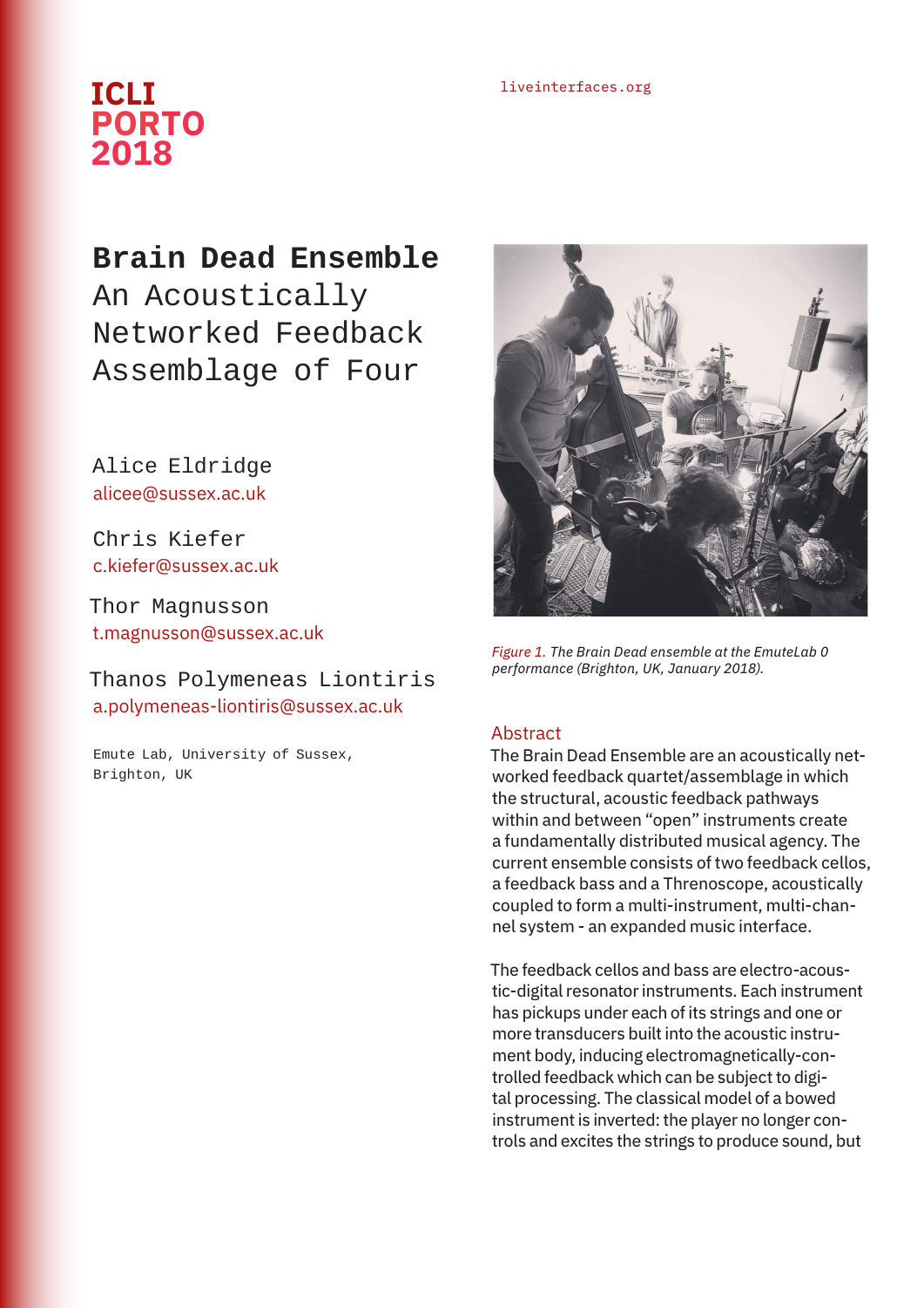ICLI PORTO 2018

liveinterfaces.org

# Brain Dead Ensemble
## An Acoustically Networked Feedback Assemblage of Four

Alice Eldridge
alicee@sussex.ac.uk

Chris Kiefer
c.kiefer@sussex.ac.uk

Thor Magnusson
t.magnusson@sussex.ac.uk

Thanos Polymeneas Liontiris
a.polymeneas-liontiris@sussex.ac.uk

Emute Lab, University of Sussex, Brighton, UK

*Figure 1. The Brain Dead ensemble at the EmuteLab 0 performance (Brighton, UK, January 2018).*

## Abstract

The Brain Dead Ensemble are an acoustically networked feedback quartet/assemblage in which the structural, acoustic feedback pathways within and between "open" instruments create a fundamentally distributed musical agency. The current ensemble consists of two feedback cellos, a feedback bass and a Threnoscope, acoustically coupled to form a multi-instrument, multi-channel system - an expanded music interface.

The feedback cellos and bass are electro-acoustic-digital resonator instruments. Each instrument has pickups under each of its strings and one or more transducers built into the acoustic instrument body, inducing electromagnetically-controlled feedback which can be subject to digital processing. The classical model of a bowed instrument is inverted: the player no longer controls and excites the strings to produce sound, but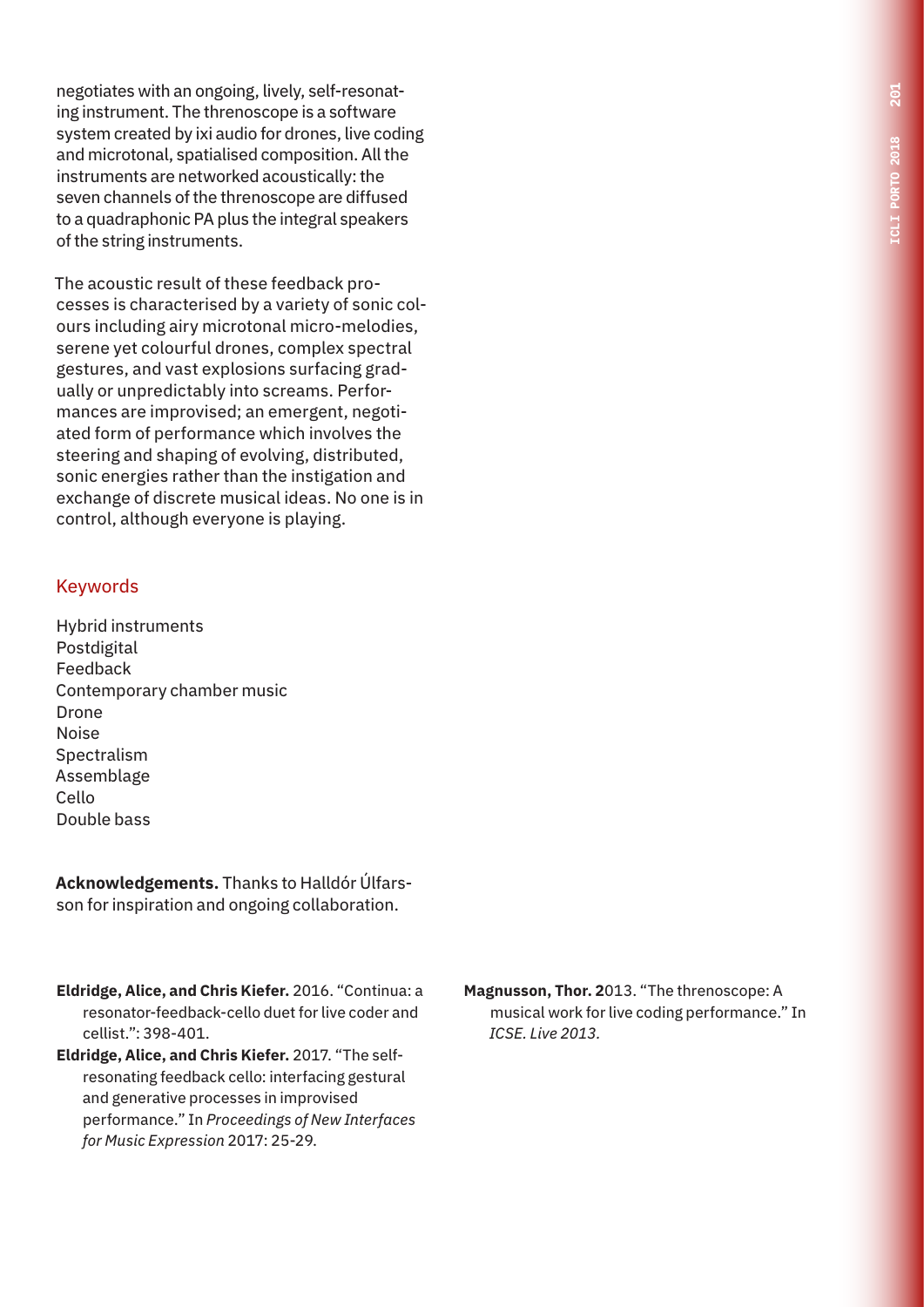negotiates with an ongoing, lively, self-resonating instrument. The threnoscope is a software system created by ixi audio for drones, live coding and microtonal, spatialised composition. All the instruments are networked acoustically: the seven channels of the threnoscope are diffused to a quadraphonic PA plus the integral speakers of the string instruments.

The acoustic result of these feedback processes is characterised by a variety of sonic colours including airy microtonal micro-melodies, serene yet colourful drones, complex spectral gestures, and vast explosions surfacing gradually or unpredictably into screams. Performances are improvised; an emergent, negotiated form of performance which involves the steering and shaping of evolving, distributed, sonic energies rather than the instigation and exchange of discrete musical ideas. No one is in control, although everyone is playing.

## Keywords

Hybrid instruments
Postdigital
Feedback
Contemporary chamber music
Drone
Noise
Spectralism
Assemblage
Cello
Double bass

**Acknowledgements.** Thanks to Halldór Úlfarsson for inspiration and ongoing collaboration.

**Eldridge, Alice, and Chris Kiefer.** 2016. "Continua: a resonator-feedback-cello duet for live coder and cellist.": 398-401.

**Eldridge, Alice, and Chris Kiefer.** 2017. "The self-resonating feedback cello: interfacing gestural and generative processes in improvised performance." In *Proceedings of New Interfaces for Music Expression* 2017: 25-29.

**Magnusson, Thor. 2**013. "The threnoscope: A musical work for live coding performance." In *ICSE. Live 2013.*